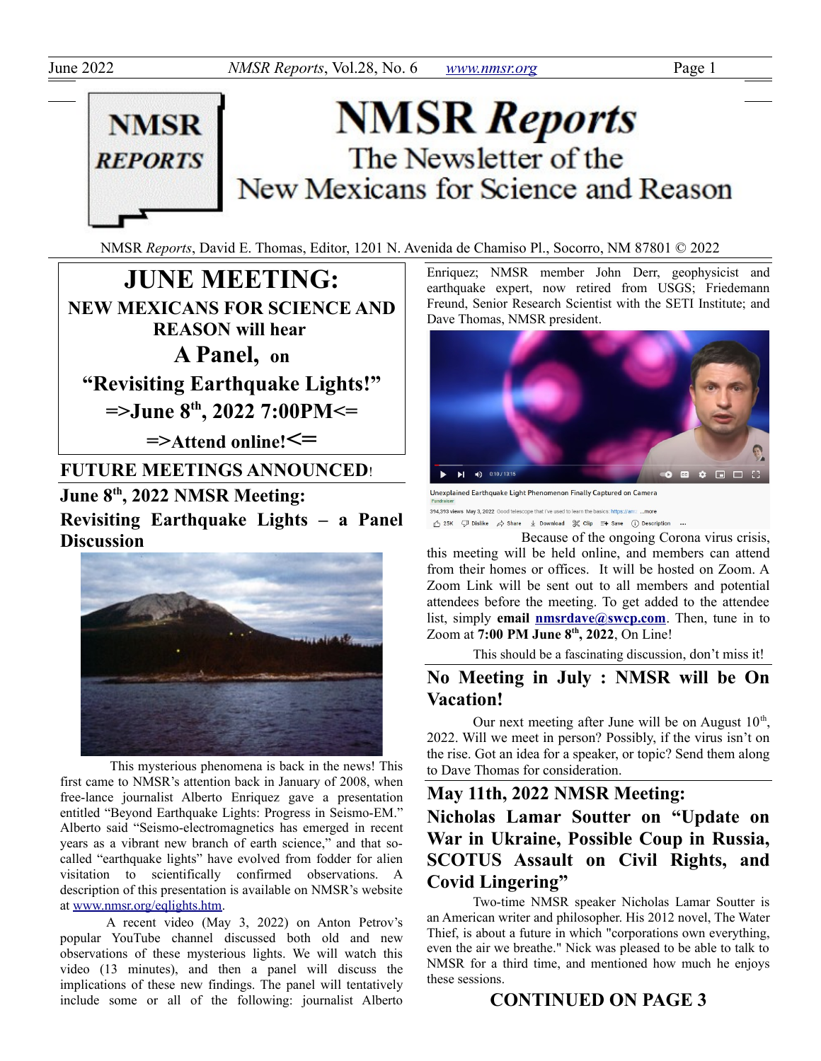# NMSR *Reports*

The Newsletter of the New Mexicans for Science and Reason

NMSR *Reports*, David E. Thomas, Editor, 1201 N. Avenida de Chamiso Pl., Socorro, NM 87801 © 2022

## JUNE MEETING:

**NEW MEXICANS FOR SCIENCE AND REASON will hear**

**A Panel, on**

**"Revisiting Earthquake Lights!"**

**=>June 8th, 2022 7:00PM<=**

**=>Attend online!<=**

## FUTURE MEETINGS ANNOUNCED!

## June 8th, 2022 NMSR Meeting: Revisiting Earthquake Lights – a Panel Discussion

This mysterious phenomena is back in the news! This first came to NMSR's attention back in January of 2008, when free-lance journalist Alberto Enriquez gave a presentation entitled "Beyond Earthquake Lights: Progress in Seismo-EM." Alberto said "Seismo-electromagnetics has emerged in recent years as a vibrant new branch of earth science," and that so-called "earthquake lights" have evolved from fodder for alien visitation to scientifically confirmed observations. A description of this presentation is available on NMSR's website at www.nmsr.org/eqlights.htm.

A recent video (May 3, 2022) on Anton Petrov's popular YouTube channel discussed both old and new observations of these mysterious lights. We will watch this video (13 minutes), and then a panel will discuss the implications of these new findings. The panel will tentatively include some or all of the following: journalist Alberto Enriquez; NMSR member John Derr, geophysicist and earthquake expert, now retired from USGS; Friedemann Freund, Senior Research Scientist with the SETI Institute; and Dave Thomas, NMSR president.

Because of the ongoing Corona virus crisis, this meeting will be held online, and members can attend from their homes or offices. It will be hosted on Zoom. A Zoom Link will be sent out to all members and potential attendees before the meeting. To get added to the attendee list, simply **email nmsrdave@swcp.com**. Then, tune in to Zoom at **7:00 PM June 8th, 2022**, On Line!

This should be a fascinating discussion, don't miss it!

## No Meeting in July : NMSR will be On Vacation!

Our next meeting after June will be on August 10th, 2022. Will we meet in person? Possibly, if the virus isn't on the rise. Got an idea for a speaker, or topic? Send them along to Dave Thomas for consideration.

## May 11th, 2022 NMSR Meeting: Nicholas Lamar Soutter on "Update on War in Ukraine, Possible Coup in Russia, SCOTUS Assault on Civil Rights, and Covid Lingering"

Two-time NMSR speaker Nicholas Lamar Soutter is an American writer and philosopher. His 2012 novel, The Water Thief, is about a future in which "corporations own everything, even the air we breathe." Nick was pleased to be able to talk to NMSR for a third time, and mentioned how much he enjoys these sessions.

**CONTINUED ON PAGE 3**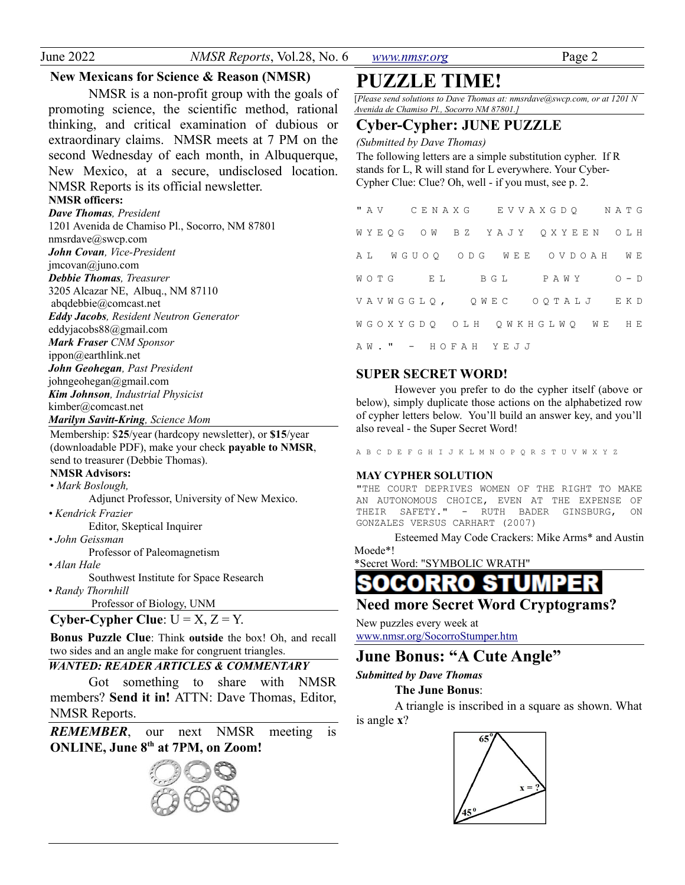## New Mexicans for Science & Reason (NMSR)

NMSR is a non-profit group with the goals of promoting science, the scientific method, rational thinking, and critical examination of dubious or extraordinary claims. NMSR meets at 7 PM on the second Wednesday of each month, in Albuquerque, New Mexico, at a secure, undisclosed location. NMSR Reports is its official newsletter.

**NMSR officers:**

***Dave Thomas**, President*
1201 Avenida de Chamiso Pl., Socorro, NM 87801
nmsrdave@swcp.com

***John Covan**, Vice-President*
jmcovan@juno.com

***Debbie Thomas**, Treasurer*
3205 Alcazar NE, Albuq., NM 87110
abqdebbie@comcast.net

***Eddy Jacobs**, Resident Neutron Generator*
eddyjacobs88@gmail.com

***Mark Fraser** CNM Sponsor*
ippon@earthlink.net

***John Geohegan**, Past President*
johngeohegan@gmail.com

***Kim Johnson**, Industrial Physicist*
kimber@comcast.net

***Marilyn Savitt-Kring**, Science Mom*

Membership: $**25**/year (hardcopy newsletter), or **$15**/year (downloadable PDF), make your check **payable to NMSR**, send to treasurer (Debbie Thomas).

**NMSR Advisors:**

- *Mark Boslough,*
  Adjunct Professor, University of New Mexico.
- *Kendrick Frazier*
  Editor, Skeptical Inquirer
- *John Geissman*
  Professor of Paleomagnetism
- *Alan Hale*
  Southwest Institute for Space Research
- *Randy Thornhill*
  Professor of Biology, UNM

**Cyber-Cypher Clue**: U = X, Z = Y.

**Bonus Puzzle Clue**: Think **outside** the box! Oh, and recall two sides and an angle make for congruent triangles.

***WANTED: READER ARTICLES & COMMENTARY***

Got something to share with NMSR members? **Send it in!** ATTN: Dave Thomas, Editor, NMSR Reports.

***REMEMBER***, our next NMSR meeting is **ONLINE, June 8th at 7PM, on Zoom!**

# PUZZLE TIME!

[*Please send solutions to Dave Thomas at: nmsrdave@swcp.com, or at 1201 N Avenida de Chamiso Pl., Socorro NM 87801.*]

## Cyber-Cypher: JUNE PUZZLE

*(Submitted by Dave Thomas)*

The following letters are a simple substitution cypher. If R stands for L, R will stand for L everywhere. Your Cyber-Cypher Clue: Clue? Oh, well - if you must, see p. 2.

```
"AV CENAXG EVVAXGDQ NATG WYEQG OW BZ YAJY QXYEEN OLH AL WGUOQ ODG WEE OVDOAH WE WOTG EL BGL PAWY O-D VAVWGGLQ, QWEC OQTALJ EKD WGOXYGDQ OLH QWKHGLWQ WE HE AW." - HOFAH YEJJ
```

### SUPER SECRET WORD!

However you prefer to do the cypher itself (above or below), simply duplicate those actions on the alphabetized row of cypher letters below. You'll build an answer key, and you'll also reveal - the Super Secret Word!

A B C D E F G H I J K L M N O P Q R S T U V W X Y Z

### MAY CYPHER SOLUTION

"THE COURT DEPRIVES WOMEN OF THE RIGHT TO MAKE AN AUTONOMOUS CHOICE, EVEN AT THE EXPENSE OF THEIR SAFETY." - RUTH BADER GINSBURG, ON GONZALES VERSUS CARHART (2007)

Esteemed May Code Crackers: Mike Arms* and Austin Moede*!

*Secret Word: "SYMBOLIC WRATH"

## SOCORRO STUMPER

## Need more Secret Word Cryptograms?

New puzzles every week at www.nmsr.org/SocorroStumper.htm

## June Bonus: "A Cute Angle"

***Submitted by Dave Thomas***

**The June Bonus**:

A triangle is inscribed in a square as shown. What is angle **x**?

$65^{o}$ $x = ?$ $45^{o}$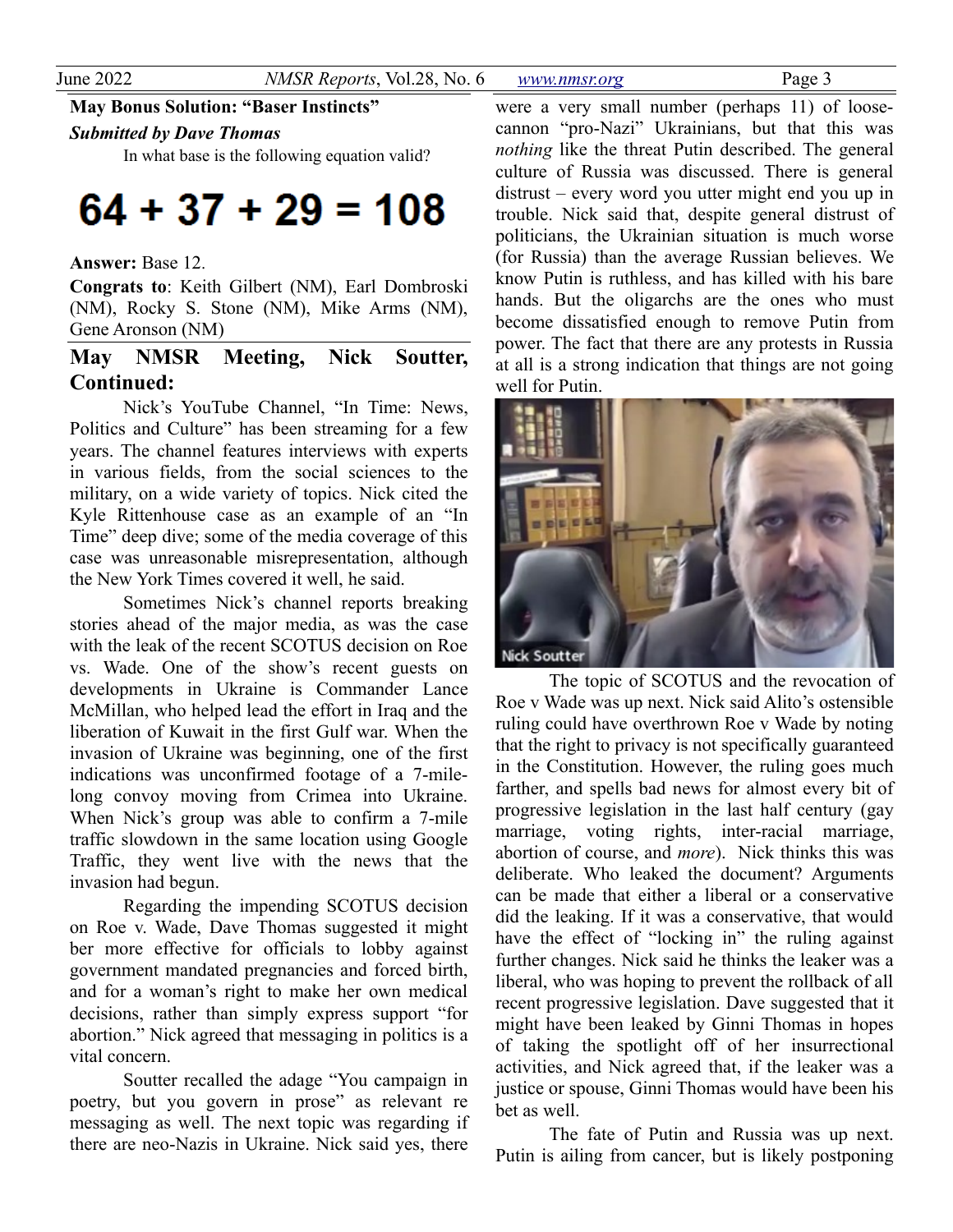**May Bonus Solution: "Baser Instincts"**

***Submitted by Dave Thomas***

In what base is the following equation valid?

$$64 + 37 + 29 = 108$$

**Answer:** Base 12.

**Congrats to**: Keith Gilbert (NM), Earl Dombroski (NM), Rocky S. Stone (NM), Mike Arms (NM), Gene Aronson (NM)

## May NMSR Meeting, Nick Soutter, Continued:

Nick's YouTube Channel, "In Time: News, Politics and Culture" has been streaming for a few years. The channel features interviews with experts in various fields, from the social sciences to the military, on a wide variety of topics. Nick cited the Kyle Rittenhouse case as an example of an "In Time" deep dive; some of the media coverage of this case was unreasonable misrepresentation, although the New York Times covered it well, he said.

Sometimes Nick's channel reports breaking stories ahead of the major media, as was the case with the leak of the recent SCOTUS decision on Roe vs. Wade. One of the show's recent guests on developments in Ukraine is Commander Lance McMillan, who helped lead the effort in Iraq and the liberation of Kuwait in the first Gulf war. When the invasion of Ukraine was beginning, one of the first indications was unconfirmed footage of a 7-mile-long convoy moving from Crimea into Ukraine. When Nick's group was able to confirm a 7-mile traffic slowdown in the same location using Google Traffic, they went live with the news that the invasion had begun.

Regarding the impending SCOTUS decision on Roe v. Wade, Dave Thomas suggested it might ber more effective for officials to lobby against government mandated pregnancies and forced birth, and for a woman's right to make her own medical decisions, rather than simply express support "for abortion." Nick agreed that messaging in politics is a vital concern.

Soutter recalled the adage "You campaign in poetry, but you govern in prose" as relevant re messaging as well. The next topic was regarding if there are neo-Nazis in Ukraine. Nick said yes, there were a very small number (perhaps 11) of loose-cannon "pro-Nazi" Ukrainians, but that this was *nothing* like the threat Putin described. The general culture of Russia was discussed. There is general distrust – every word you utter might end you up in trouble. Nick said that, despite general distrust of politicians, the Ukrainian situation is much worse (for Russia) than the average Russian believes. We know Putin is ruthless, and has killed with his bare hands. But the oligarchs are the ones who must become dissatisfied enough to remove Putin from power. The fact that there are any protests in Russia at all is a strong indication that things are not going well for Putin.

Nick Soutter

The topic of SCOTUS and the revocation of Roe v Wade was up next. Nick said Alito's ostensible ruling could have overthrown Roe v Wade by noting that the right to privacy is not specifically guaranteed in the Constitution. However, the ruling goes much farther, and spells bad news for almost every bit of progressive legislation in the last half century (gay marriage, voting rights, inter-racial marriage, abortion of course, and *more*). Nick thinks this was deliberate. Who leaked the document? Arguments can be made that either a liberal or a conservative did the leaking. If it was a conservative, that would have the effect of "locking in" the ruling against further changes. Nick said he thinks the leaker was a liberal, who was hoping to prevent the rollback of all recent progressive legislation. Dave suggested that it might have been leaked by Ginni Thomas in hopes of taking the spotlight off of her insurrectional activities, and Nick agreed that, if the leaker was a justice or spouse, Ginni Thomas would have been his bet as well.

The fate of Putin and Russia was up next. Putin is ailing from cancer, but is likely postponing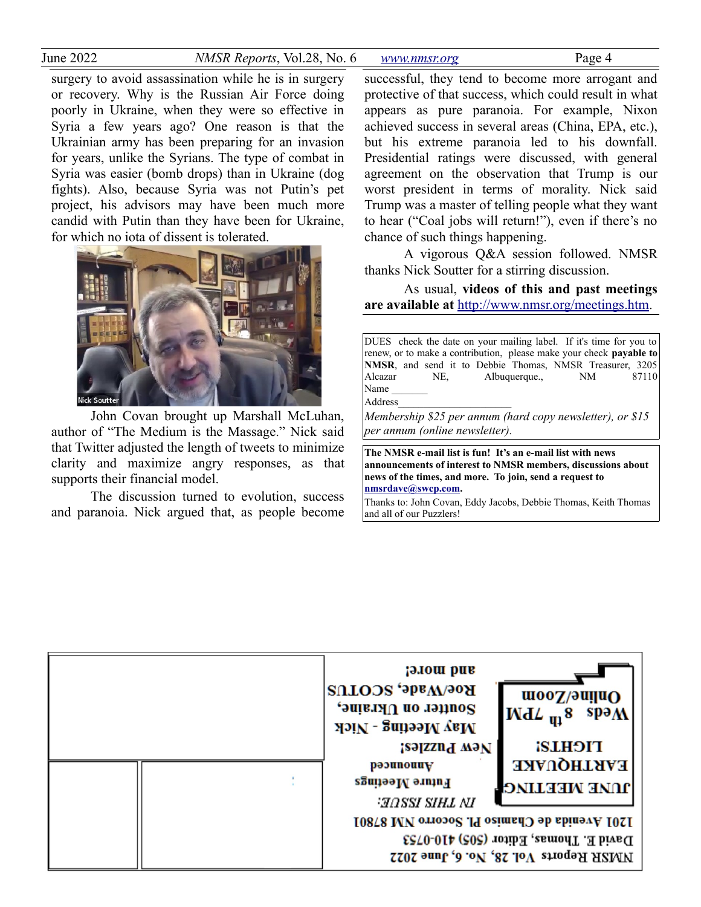surgery to avoid assassination while he is in surgery or recovery. Why is the Russian Air Force doing poorly in Ukraine, when they were so effective in Syria a few years ago? One reason is that the Ukrainian army has been preparing for an invasion for years, unlike the Syrians. The type of combat in Syria was easier (bomb drops) than in Ukraine (dog fights). Also, because Syria was not Putin's pet project, his advisors may have been much more candid with Putin than they have been for Ukraine, for which no iota of dissent is tolerated.

Nick Soutter

John Covan brought up Marshall McLuhan, author of "The Medium is the Massage." Nick said that Twitter adjusted the length of tweets to minimize clarity and maximize angry responses, as that supports their financial model.

The discussion turned to evolution, success and paranoia. Nick argued that, as people become successful, they tend to become more arrogant and protective of that success, which could result in what appears as pure paranoia. For example, Nixon achieved success in several areas (China, EPA, etc.), but his extreme paranoia led to his downfall. Presidential ratings were discussed, with general agreement on the observation that Trump is our worst president in terms of morality. Nick said Trump was a master of telling people what they want to hear ("Coal jobs will return!"), even if there's no chance of such things happening.

A vigorous Q&A session followed. NMSR thanks Nick Soutter for a stirring discussion.

As usual, **videos of this and past meetings are available at** http://www.nmsr.org/meetings.htm.

DUES check the date on your mailing label. If it's time for you to renew, or to make a contribution, please make your check **payable to NMSR**, and send it to Debbie Thomas, NMSR Treasurer, 3205 Alcazar NE, Albuquerque., NM 87110

Name _______

Address_____________________

*Membership $25 per annum (hard copy newsletter), or $15 per annum (online newsletter).*

**The NMSR e-mail list is fun! It's an e-mail list with news announcements of interest to NMSR members, discussions about news of the times, and more. To join, send a request to nmsrdave@swcp.com.**

Thanks to: John Covan, Eddy Jacobs, Debbie Thomas, Keith Thomas and all of our Puzzlers!

NMSR Reports Vol 28, No. 6, June 2022
David E. Thomas, Editor (505) 410-0753
1201 Avenida de Chamiso Pl. Socorro NM 87801

*IN THIS ISSUE:*
Future Meetings Announced
New Puzzles!
May Meeting - Nick Soutter on Ukraine, Roe/Wade, SCOTUS and more!

JUNE MEETING
EARTHQUAKE
LIGHTS!
Weds 8th 7PM
Online/Zoom